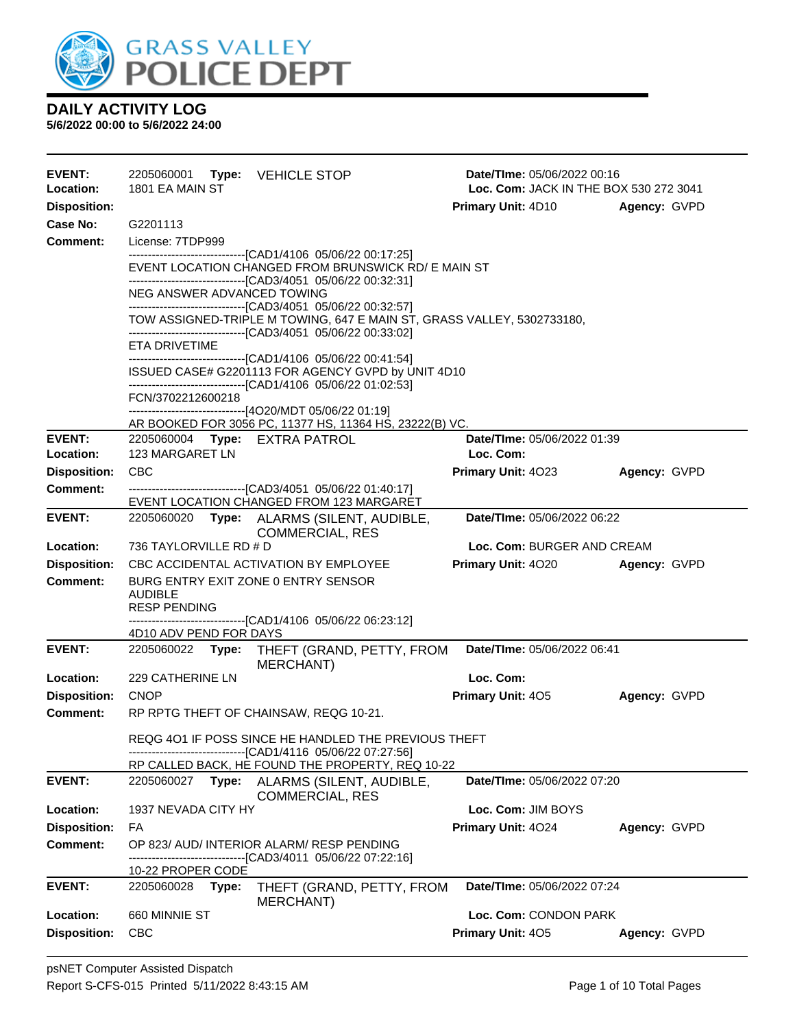# DAILY ACTIVITY LOG

**5/6/2022 00:00 to 5/6/2022 24:00**

---

**EVENT:** 2205060001 **Type:** VEHICLE STOP **Date/TIme:** 05/06/2022 00:16
**Location:** 1801 EA MAIN ST **Loc. Com:** JACK IN THE BOX 530 272 3041
**Disposition:** **Primary Unit:** 4D10 **Agency:** GVPD
**Case No:** G2201113
**Comment:** License: 7TDP999

------------------------------[CAD1/4106 05/06/22 00:17:25]
EVENT LOCATION CHANGED FROM BRUNSWICK RD/ E MAIN ST
------------------------------[CAD3/4051 05/06/22 00:32:31]
NEG ANSWER ADVANCED TOWING
------------------------------[CAD3/4051 05/06/22 00:32:57]
TOW ASSIGNED-TRIPLE M TOWING, 647 E MAIN ST, GRASS VALLEY, 5302733180,
------------------------------[CAD3/4051 05/06/22 00:33:02]
ETA DRIVETIME
------------------------------[CAD1/4106 05/06/22 00:41:54]
ISSUED CASE# G2201113 FOR AGENCY GVPD by UNIT 4D10
------------------------------[CAD1/4106 05/06/22 01:02:53]
FCN/3702212600218
------------------------------[4O20/MDT 05/06/22 01:19]
AR BOOKED FOR 3056 PC, 11377 HS, 11364 HS, 23222(B) VC.

---

**EVENT:** 2205060004 **Type:** EXTRA PATROL **Date/TIme:** 05/06/2022 01:39
**Location:** 123 MARGARET LN **Loc. Com:**
**Disposition:** CBC **Primary Unit:** 4O23 **Agency:** GVPD
**Comment:**
------------------------------[CAD3/4051 05/06/22 01:40:17]
EVENT LOCATION CHANGED FROM 123 MARGARET

---

**EVENT:** 2205060020 **Type:** ALARMS (SILENT, AUDIBLE, COMMERCIAL, RES **Date/TIme:** 05/06/2022 06:22
**Location:** 736 TAYLORVILLE RD # D **Loc. Com:** BURGER AND CREAM
**Disposition:** CBC ACCIDENTAL ACTIVATION BY EMPLOYEE **Primary Unit:** 4O20 **Agency:** GVPD
**Comment:** BURG ENTRY EXIT ZONE 0 ENTRY SENSOR
AUDIBLE
RESP PENDING
------------------------------[CAD1/4106 05/06/22 06:23:12]
4D10 ADV PEND FOR DAYS

---

**EVENT:** 2205060022 **Type:** THEFT (GRAND, PETTY, FROM MERCHANT) **Date/TIme:** 05/06/2022 06:41
**Location:** 229 CATHERINE LN **Loc. Com:**
**Disposition:** CNOP **Primary Unit:** 4O5 **Agency:** GVPD
**Comment:** RP RPTG THEFT OF CHAINSAW, REQG 10-21.

REQG 4O1 IF POSS SINCE HE HANDLED THE PREVIOUS THEFT
------------------------------[CAD1/4116 05/06/22 07:27:56]
RP CALLED BACK, HE FOUND THE PROPERTY, REQ 10-22

---

**EVENT:** 2205060027 **Type:** ALARMS (SILENT, AUDIBLE, COMMERCIAL, RES **Date/TIme:** 05/06/2022 07:20
**Location:** 1937 NEVADA CITY HY **Loc. Com:** JIM BOYS
**Disposition:** FA **Primary Unit:** 4O24 **Agency:** GVPD
**Comment:** OP 823/ AUD/ INTERIOR ALARM/ RESP PENDING
------------------------------[CAD3/4011 05/06/22 07:22:16]
10-22 PROPER CODE

---

**EVENT:** 2205060028 **Type:** THEFT (GRAND, PETTY, FROM MERCHANT) **Date/TIme:** 05/06/2022 07:24
**Location:** 660 MINNIE ST **Loc. Com:** CONDON PARK
**Disposition:** CBC **Primary Unit:** 4O5 **Agency:** GVPD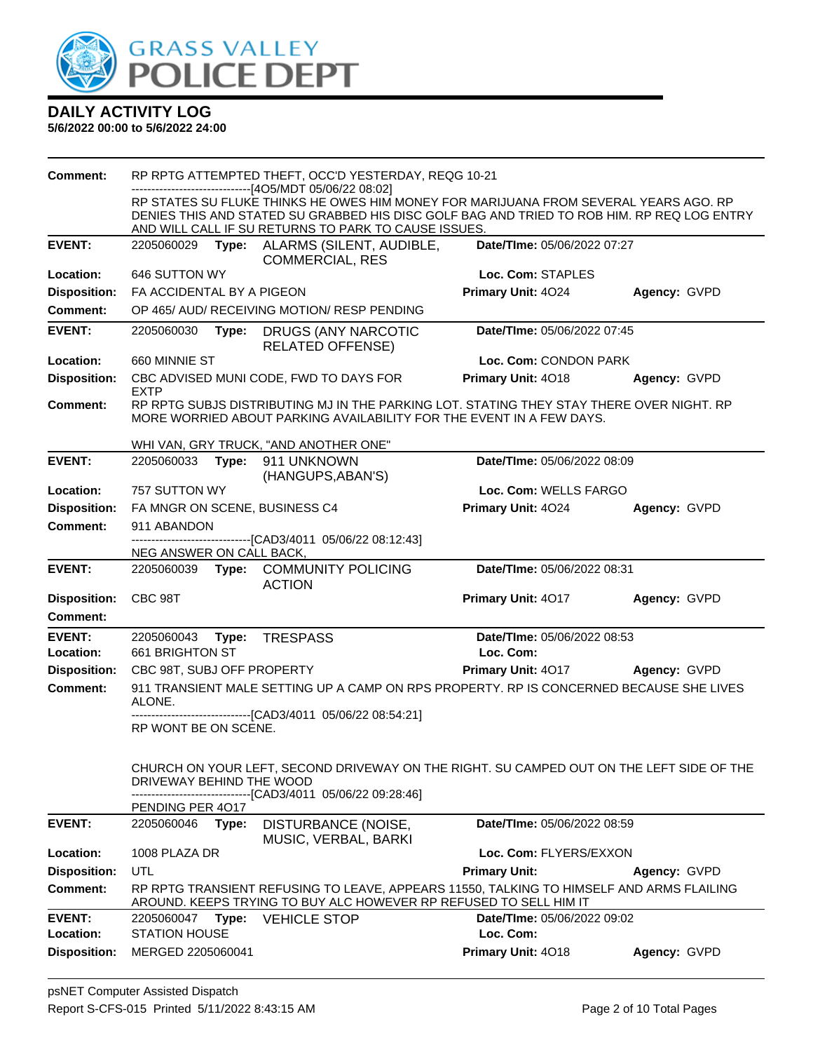# DAILY ACTIVITY LOG

**5/6/2022 00:00 to 5/6/2022 24:00**

**Comment:** RP RPTG ATTEMPTED THEFT, OCC'D YESTERDAY, REQG 10-21
------------------------------[4O5/MDT 05/06/22 08:02]
RP STATES SU FLUKE THINKS HE OWES HIM MONEY FOR MARIJUANA FROM SEVERAL YEARS AGO. RP DENIES THIS AND STATED SU GRABBED HIS DISC GOLF BAG AND TRIED TO ROB HIM. RP REQ LOG ENTRY AND WILL CALL IF SU RETURNS TO PARK TO CAUSE ISSUES.

---

**EVENT:** 2205060029 **Type:** ALARMS (SILENT, AUDIBLE, COMMERCIAL, RES **Date/TIme:** 05/06/2022 07:27
**Location:** 646 SUTTON WY **Loc. Com:** STAPLES
**Disposition:** FA ACCIDENTAL BY A PIGEON **Primary Unit:** 4O24 **Agency:** GVPD
**Comment:** OP 465/ AUD/ RECEIVING MOTION/ RESP PENDING

---

**EVENT:** 2205060030 **Type:** DRUGS (ANY NARCOTIC RELATED OFFENSE) **Date/TIme:** 05/06/2022 07:45
**Location:** 660 MINNIE ST **Loc. Com:** CONDON PARK
**Disposition:** CBC ADVISED MUNI CODE, FWD TO DAYS FOR EXTP **Primary Unit:** 4O18 **Agency:** GVPD
**Comment:** RP RPTG SUBJS DISTRIBUTING MJ IN THE PARKING LOT. STATING THEY STAY THERE OVER NIGHT. RP MORE WORRIED ABOUT PARKING AVAILABILITY FOR THE EVENT IN A FEW DAYS.

WHI VAN, GRY TRUCK, "AND ANOTHER ONE"

---

**EVENT:** 2205060033 **Type:** 911 UNKNOWN (HANGUPS,ABAN'S) **Date/TIme:** 05/06/2022 08:09
**Location:** 757 SUTTON WY **Loc. Com:** WELLS FARGO
**Disposition:** FA MNGR ON SCENE, BUSINESS C4 **Primary Unit:** 4O24 **Agency:** GVPD
**Comment:** 911 ABANDON
------------------------------[CAD3/4011 05/06/22 08:12:43]
NEG ANSWER ON CALL BACK,

---

**EVENT:** 2205060039 **Type:** COMMUNITY POLICING ACTION **Date/TIme:** 05/06/2022 08:31
**Disposition:** CBC 98T **Primary Unit:** 4O17 **Agency:** GVPD
**Comment:**

---

**EVENT:** 2205060043 **Type:** TRESPASS **Date/TIme:** 05/06/2022 08:53
**Location:** 661 BRIGHTON ST **Loc. Com:**
**Disposition:** CBC 98T, SUBJ OFF PROPERTY **Primary Unit:** 4O17 **Agency:** GVPD
**Comment:** 911 TRANSIENT MALE SETTING UP A CAMP ON RPS PROPERTY. RP IS CONCERNED BECAUSE SHE LIVES ALONE.
------------------------------[CAD3/4011 05/06/22 08:54:21]
RP WONT BE ON SCENE.

CHURCH ON YOUR LEFT, SECOND DRIVEWAY ON THE RIGHT. SU CAMPED OUT ON THE LEFT SIDE OF THE DRIVEWAY BEHIND THE WOOD
------------------------------[CAD3/4011 05/06/22 09:28:46]
PENDING PER 4O17

---

**EVENT:** 2205060046 **Type:** DISTURBANCE (NOISE, MUSIC, VERBAL, BARKI **Date/TIme:** 05/06/2022 08:59
**Location:** 1008 PLAZA DR **Loc. Com:** FLYERS/EXXON
**Disposition:** UTL **Primary Unit:** **Agency:** GVPD
**Comment:** RP RPTG TRANSIENT REFUSING TO LEAVE, APPEARS 11550, TALKING TO HIMSELF AND ARMS FLAILING AROUND. KEEPS TRYING TO BUY ALC HOWEVER RP REFUSED TO SELL HIM IT

---

**EVENT:** 2205060047 **Type:** VEHICLE STOP **Date/TIme:** 05/06/2022 09:02
**Location:** STATION HOUSE **Loc. Com:**
**Disposition:** MERGED 2205060041 **Primary Unit:** 4O18 **Agency:** GVPD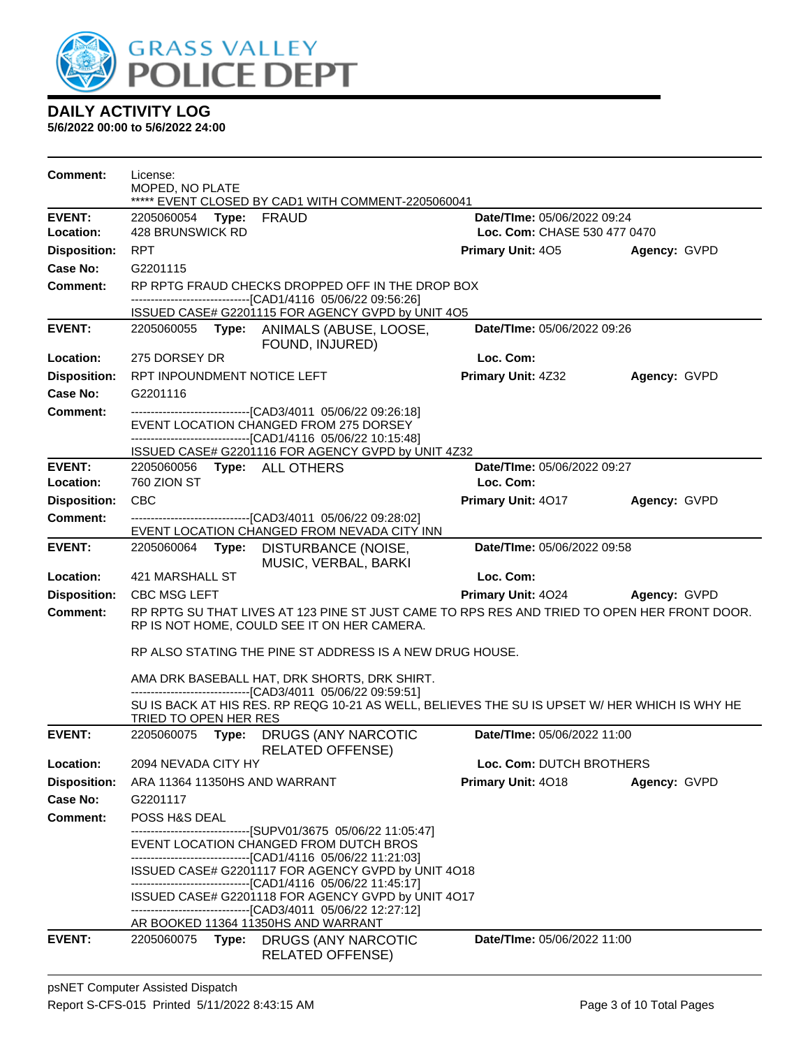# GRASS VALLEY POLICE DEPT

## DAILY ACTIVITY LOG

**5/6/2022 00:00 to 5/6/2022 24:00**

**Comment:** License:
MOPED, NO PLATE
***** EVENT CLOSED BY CAD1 WITH COMMENT-2205060041

---

**EVENT:** 2205060054 **Type:** FRAUD **Date/TIme:** 05/06/2022 09:24
**Location:** 428 BRUNSWICK RD **Loc. Com:** CHASE 530 477 0470
**Disposition:** RPT **Primary Unit:** 4O5 **Agency:** GVPD
**Case No:** G2201115
**Comment:** RP RPTG FRAUD CHECKS DROPPED OFF IN THE DROP BOX
------------------------------[CAD1/4116 05/06/22 09:56:26]
ISSUED CASE# G2201115 FOR AGENCY GVPD by UNIT 4O5

---

**EVENT:** 2205060055 **Type:** ANIMALS (ABUSE, LOOSE, FOUND, INJURED) **Date/TIme:** 05/06/2022 09:26
**Location:** 275 DORSEY DR **Loc. Com:**
**Disposition:** RPT INPOUNDMENT NOTICE LEFT **Primary Unit:** 4Z32 **Agency:** GVPD
**Case No:** G2201116
**Comment:** ------------------------------[CAD3/4011 05/06/22 09:26:18]
EVENT LOCATION CHANGED FROM 275 DORSEY
------------------------------[CAD1/4116 05/06/22 10:15:48]
ISSUED CASE# G2201116 FOR AGENCY GVPD by UNIT 4Z32

---

**EVENT:** 2205060056 **Type:** ALL OTHERS **Date/TIme:** 05/06/2022 09:27
**Location:** 760 ZION ST **Loc. Com:**
**Disposition:** CBC **Primary Unit:** 4O17 **Agency:** GVPD
**Comment:** ------------------------------[CAD3/4011 05/06/22 09:28:02]
EVENT LOCATION CHANGED FROM NEVADA CITY INN

---

**EVENT:** 2205060064 **Type:** DISTURBANCE (NOISE, MUSIC, VERBAL, BARKI **Date/TIme:** 05/06/2022 09:58
**Location:** 421 MARSHALL ST **Loc. Com:**
**Disposition:** CBC MSG LEFT **Primary Unit:** 4O24 **Agency:** GVPD
**Comment:** RP RPTG SU THAT LIVES AT 123 PINE ST JUST CAME TO RPS RES AND TRIED TO OPEN HER FRONT DOOR. RP IS NOT HOME, COULD SEE IT ON HER CAMERA.

RP ALSO STATING THE PINE ST ADDRESS IS A NEW DRUG HOUSE.

AMA DRK BASEBALL HAT, DRK SHORTS, DRK SHIRT.
------------------------------[CAD3/4011 05/06/22 09:59:51]
SU IS BACK AT HIS RES. RP REQG 10-21 AS WELL, BELIEVES THE SU IS UPSET W/ HER WHICH IS WHY HE TRIED TO OPEN HER RES

---

**EVENT:** 2205060075 **Type:** DRUGS (ANY NARCOTIC RELATED OFFENSE) **Date/TIme:** 05/06/2022 11:00
**Location:** 2094 NEVADA CITY HY **Loc. Com:** DUTCH BROTHERS
**Disposition:** ARA 11364 11350HS AND WARRANT **Primary Unit:** 4O18 **Agency:** GVPD
**Case No:** G2201117
**Comment:** POSS H&S DEAL
------------------------------[SUPV01/3675 05/06/22 11:05:47]
EVENT LOCATION CHANGED FROM DUTCH BROS
------------------------------[CAD1/4116 05/06/22 11:21:03]
ISSUED CASE# G2201117 FOR AGENCY GVPD by UNIT 4O18
------------------------------[CAD1/4116 05/06/22 11:45:17]
ISSUED CASE# G2201118 FOR AGENCY GVPD by UNIT 4O17
------------------------------[CAD3/4011 05/06/22 12:27:12]
AR BOOKED 11364 11350HS AND WARRANT

---

**EVENT:** 2205060075 **Type:** DRUGS (ANY NARCOTIC RELATED OFFENSE) **Date/TIme:** 05/06/2022 11:00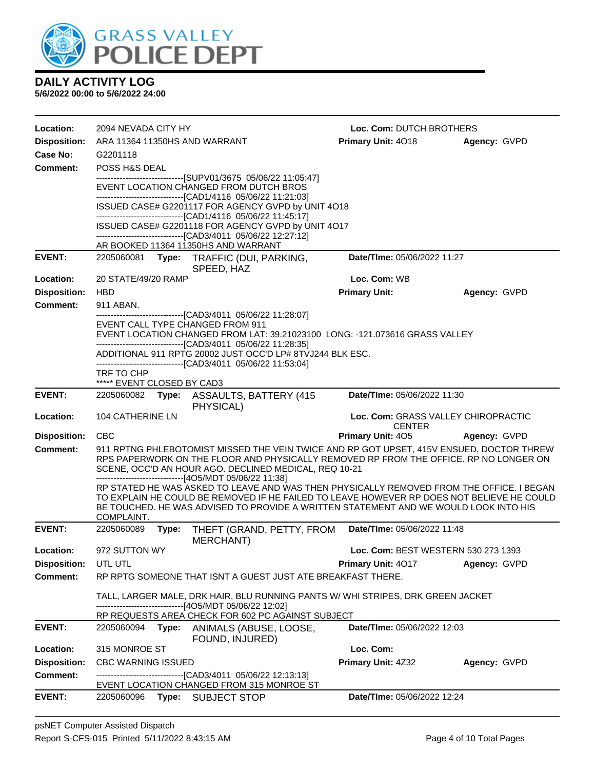# DAILY ACTIVITY LOG

**5/6/2022 00:00 to 5/6/2022 24:00**

**Location:** 2094 NEVADA CITY HY **Loc. Com:** DUTCH BROTHERS
**Disposition:** ARA 11364 11350HS AND WARRANT **Primary Unit:** 4O18 **Agency:** GVPD
**Case No:** G2201118
**Comment:** POSS H&S DEAL

------------------------------[SUPV01/3675 05/06/22 11:05:47]
EVENT LOCATION CHANGED FROM DUTCH BROS
------------------------------[CAD1/4116 05/06/22 11:21:03]
ISSUED CASE# G2201117 FOR AGENCY GVPD by UNIT 4O18
------------------------------[CAD1/4116 05/06/22 11:45:17]
ISSUED CASE# G2201118 FOR AGENCY GVPD by UNIT 4O17
------------------------------[CAD3/4011 05/06/22 12:27:12]
AR BOOKED 11364 11350HS AND WARRANT

---

**EVENT:** 2205060081 **Type:** TRAFFIC (DUI, PARKING, SPEED, HAZ **Date/TIme:** 05/06/2022 11:27
**Location:** 20 STATE/49/20 RAMP **Loc. Com:** WB
**Disposition:** HBD **Primary Unit:** **Agency:** GVPD
**Comment:** 911 ABAN.

------------------------------[CAD3/4011 05/06/22 11:28:07]
EVENT CALL TYPE CHANGED FROM 911
EVENT LOCATION CHANGED FROM LAT: 39.21023100 LONG: -121.073616 GRASS VALLEY
------------------------------[CAD3/4011 05/06/22 11:28:35]
ADDITIONAL 911 RPTG 20002 JUST OCC'D LP# 8TVJ244 BLK ESC.
------------------------------[CAD3/4011 05/06/22 11:53:04]
TRF TO CHP
***** EVENT CLOSED BY CAD3

---

**EVENT:** 2205060082 **Type:** ASSAULTS, BATTERY (415 PHYSICAL) **Date/TIme:** 05/06/2022 11:30
**Location:** 104 CATHERINE LN **Loc. Com:** GRASS VALLEY CHIROPRACTIC CENTER
**Disposition:** CBC **Primary Unit:** 4O5 **Agency:** GVPD
**Comment:** 911 RPTNG PHLEBOTOMIST MISSED THE VEIN TWICE AND RP GOT UPSET, 415V ENSUED, DOCTOR THREW RPS PAPERWORK ON THE FLOOR AND PHYSICALLY REMOVED RP FROM THE OFFICE. RP NO LONGER ON SCENE, OCC'D AN HOUR AGO. DECLINED MEDICAL, REQ 10-21

------------------------------[4O5/MDT 05/06/22 11:38]
RP STATED HE WAS ASKED TO LEAVE AND WAS THEN PHYSICALLY REMOVED FROM THE OFFICE. I BEGAN TO EXPLAIN HE COULD BE REMOVED IF HE FAILED TO LEAVE HOWEVER RP DOES NOT BELIEVE HE COULD BE TOUCHED. HE WAS ADVISED TO PROVIDE A WRITTEN STATEMENT AND WE WOULD LOOK INTO HIS COMPLAINT.

---

**EVENT:** 2205060089 **Type:** THEFT (GRAND, PETTY, FROM MERCHANT) **Date/TIme:** 05/06/2022 11:48
**Location:** 972 SUTTON WY **Loc. Com:** BEST WESTERN 530 273 1393
**Disposition:** UTL UTL **Primary Unit:** 4O17 **Agency:** GVPD
**Comment:** RP RPTG SOMEONE THAT ISNT A GUEST JUST ATE BREAKFAST THERE.

TALL, LARGER MALE, DRK HAIR, BLU RUNNING PANTS W/ WHI STRIPES, DRK GREEN JACKET
------------------------------[4O5/MDT 05/06/22 12:02]
RP REQUESTS AREA CHECK FOR 602 PC AGAINST SUBJECT

---

**EVENT:** 2205060094 **Type:** ANIMALS (ABUSE, LOOSE, FOUND, INJURED) **Date/TIme:** 05/06/2022 12:03
**Location:** 315 MONROE ST **Loc. Com:**
**Disposition:** CBC WARNING ISSUED **Primary Unit:** 4Z32 **Agency:** GVPD
**Comment:** ------------------------------[CAD3/4011 05/06/22 12:13:13]
EVENT LOCATION CHANGED FROM 315 MONROE ST

---

**EVENT:** 2205060096 **Type:** SUBJECT STOP **Date/TIme:** 05/06/2022 12:24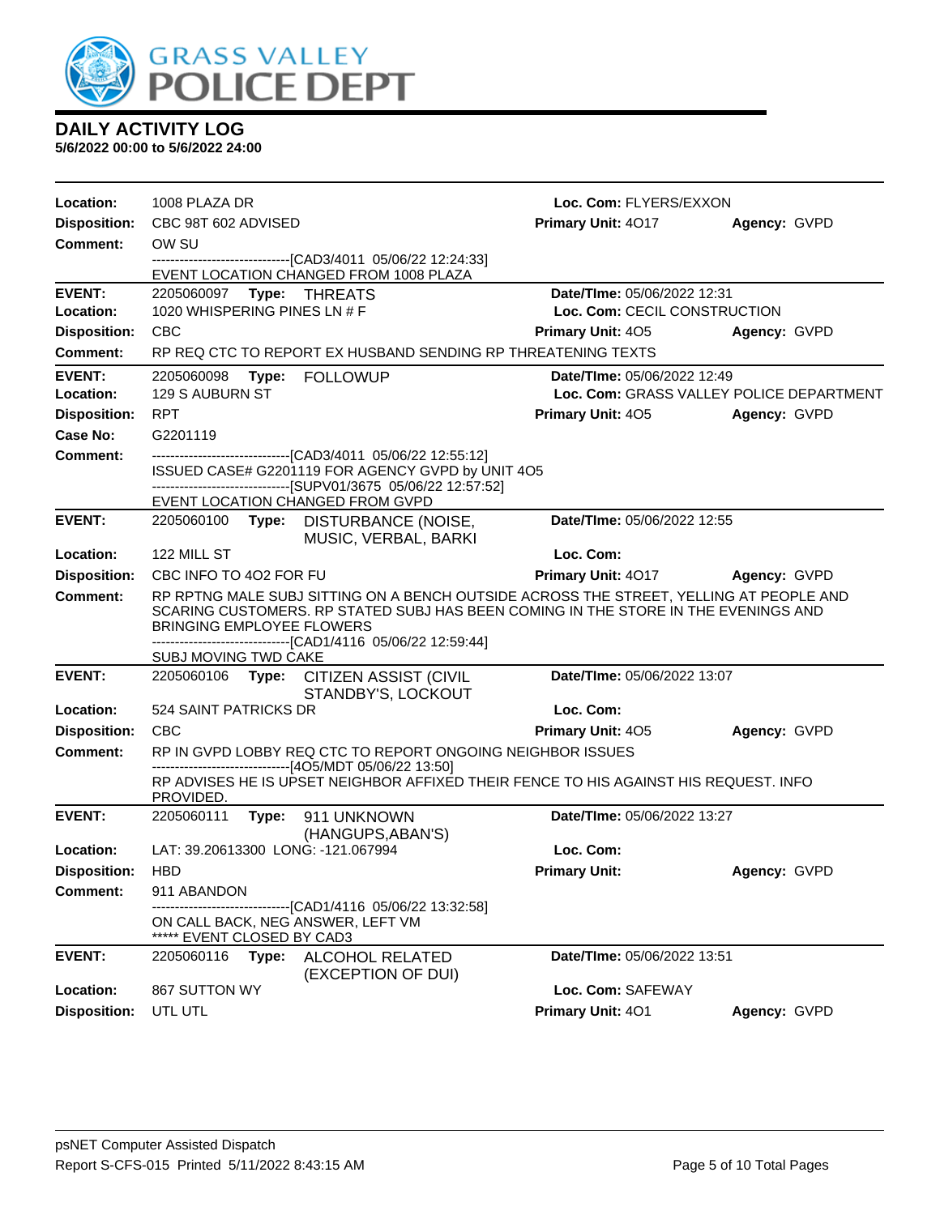# DAILY ACTIVITY LOG

**5/6/2022 00:00 to 5/6/2022 24:00**

**Location:** 1008 PLAZA DR | **Loc. Com:** FLYERS/EXXON
**Disposition:** CBC 98T 602 ADVISED | **Primary Unit:** 4O17 | **Agency:** GVPD
**Comment:** OW SU
------------------------------[CAD3/4011 05/06/22 12:24:33]
EVENT LOCATION CHANGED FROM 1008 PLAZA

---

**EVENT:** 2205060097 **Type:** THREATS | **Date/TIme:** 05/06/2022 12:31
**Location:** 1020 WHISPERING PINES LN # F | **Loc. Com:** CECIL CONSTRUCTION
**Disposition:** CBC | **Primary Unit:** 4O5 | **Agency:** GVPD
**Comment:** RP REQ CTC TO REPORT EX HUSBAND SENDING RP THREATENING TEXTS

---

**EVENT:** 2205060098 **Type:** FOLLOWUP | **Date/TIme:** 05/06/2022 12:49
**Location:** 129 S AUBURN ST | **Loc. Com:** GRASS VALLEY POLICE DEPARTMENT
**Disposition:** RPT | **Primary Unit:** 4O5 | **Agency:** GVPD
**Case No:** G2201119
**Comment:** ------------------------------[CAD3/4011 05/06/22 12:55:12]
ISSUED CASE# G2201119 FOR AGENCY GVPD by UNIT 4O5
------------------------------[SUPV01/3675 05/06/22 12:57:52]
EVENT LOCATION CHANGED FROM GVPD

---

**EVENT:** 2205060100 **Type:** DISTURBANCE (NOISE, MUSIC, VERBAL, BARKI | **Date/TIme:** 05/06/2022 12:55
**Location:** 122 MILL ST | **Loc. Com:**
**Disposition:** CBC INFO TO 4O2 FOR FU | **Primary Unit:** 4O17 | **Agency:** GVPD
**Comment:** RP RPTNG MALE SUBJ SITTING ON A BENCH OUTSIDE ACROSS THE STREET, YELLING AT PEOPLE AND SCARING CUSTOMERS. RP STATED SUBJ HAS BEEN COMING IN THE STORE IN THE EVENINGS AND BRINGING EMPLOYEE FLOWERS
------------------------------[CAD1/4116 05/06/22 12:59:44]
SUBJ MOVING TWD CAKE

---

**EVENT:** 2205060106 **Type:** CITIZEN ASSIST (CIVIL STANDBY'S, LOCKOUT | **Date/TIme:** 05/06/2022 13:07
**Location:** 524 SAINT PATRICKS DR | **Loc. Com:**
**Disposition:** CBC | **Primary Unit:** 4O5 | **Agency:** GVPD
**Comment:** RP IN GVPD LOBBY REQ CTC TO REPORT ONGOING NEIGHBOR ISSUES
------------------------------[4O5/MDT 05/06/22 13:50]
RP ADVISES HE IS UPSET NEIGHBOR AFFIXED THEIR FENCE TO HIS AGAINST HIS REQUEST. INFO PROVIDED.

---

**EVENT:** 2205060111 **Type:** 911 UNKNOWN (HANGUPS,ABAN'S) | **Date/TIme:** 05/06/2022 13:27
**Location:** LAT: 39.20613300 LONG: -121.067994 | **Loc. Com:**
**Disposition:** HBD | **Primary Unit:** | **Agency:** GVPD
**Comment:** 911 ABANDON
------------------------------[CAD1/4116 05/06/22 13:32:58]
ON CALL BACK, NEG ANSWER, LEFT VM
***** EVENT CLOSED BY CAD3

---

**EVENT:** 2205060116 **Type:** ALCOHOL RELATED (EXCEPTION OF DUI) | **Date/TIme:** 05/06/2022 13:51
**Location:** 867 SUTTON WY | **Loc. Com:** SAFEWAY
**Disposition:** UTL UTL | **Primary Unit:** 4O1 | **Agency:** GVPD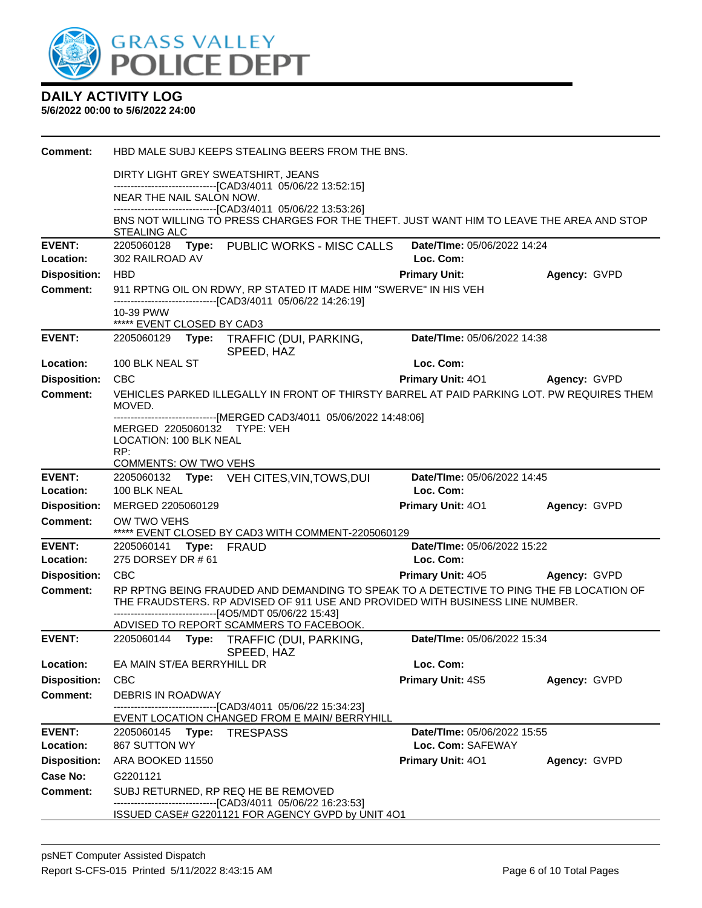# DAILY ACTIVITY LOG

**5/6/2022 00:00 to 5/6/2022 24:00**

**Comment:** HBD MALE SUBJ KEEPS STEALING BEERS FROM THE BNS.

DIRTY LIGHT GREY SWEATSHIRT, JEANS
------------------------------[CAD3/4011 05/06/22 13:52:15]
NEAR THE NAIL SALON NOW.
------------------------------[CAD3/4011 05/06/22 13:53:26]
BNS NOT WILLING TO PRESS CHARGES FOR THE THEFT. JUST WANT HIM TO LEAVE THE AREA AND STOP STEALING ALC

---

**EVENT:** 2205060128 **Type:** PUBLIC WORKS - MISC CALLS **Date/TIme:** 05/06/2022 14:24
**Location:** 302 RAILROAD AV **Loc. Com:**
**Disposition:** HBD **Primary Unit:** **Agency:** GVPD
**Comment:** 911 RPTNG OIL ON RDWY, RP STATED IT MADE HIM "SWERVE" IN HIS VEH
------------------------------[CAD3/4011 05/06/22 14:26:19]
10-39 PWW
***** EVENT CLOSED BY CAD3

---

**EVENT:** 2205060129 **Type:** TRAFFIC (DUI, PARKING, SPEED, HAZ **Date/TIme:** 05/06/2022 14:38
**Location:** 100 BLK NEAL ST **Loc. Com:**
**Disposition:** CBC **Primary Unit:** 4O1 **Agency:** GVPD
**Comment:** VEHICLES PARKED ILLEGALLY IN FRONT OF THIRSTY BARREL AT PAID PARKING LOT. PW REQUIRES THEM MOVED.
------------------------------[MERGED CAD3/4011 05/06/2022 14:48:06]
MERGED 2205060132 TYPE: VEH
LOCATION: 100 BLK NEAL
RP:
COMMENTS: OW TWO VEHS

---

**EVENT:** 2205060132 **Type:** VEH CITES,VIN,TOWS,DUI **Date/TIme:** 05/06/2022 14:45
**Location:** 100 BLK NEAL **Loc. Com:**
**Disposition:** MERGED 2205060129 **Primary Unit:** 4O1 **Agency:** GVPD
**Comment:** OW TWO VEHS
***** EVENT CLOSED BY CAD3 WITH COMMENT-2205060129

---

**EVENT:** 2205060141 **Type:** FRAUD **Date/TIme:** 05/06/2022 15:22
**Location:** 275 DORSEY DR # 61 **Loc. Com:**
**Disposition:** CBC **Primary Unit:** 4O5 **Agency:** GVPD
**Comment:** RP RPTNG BEING FRAUDED AND DEMANDING TO SPEAK TO A DETECTIVE TO PING THE FB LOCATION OF THE FRAUDSTERS. RP ADVISED OF 911 USE AND PROVIDED WITH BUSINESS LINE NUMBER.
------------------------------[4O5/MDT 05/06/22 15:43]
ADVISED TO REPORT SCAMMERS TO FACEBOOK.

---

**EVENT:** 2205060144 **Type:** TRAFFIC (DUI, PARKING, SPEED, HAZ **Date/TIme:** 05/06/2022 15:34
**Location:** EA MAIN ST/EA BERRYHILL DR **Loc. Com:**
**Disposition:** CBC **Primary Unit:** 4S5 **Agency:** GVPD
**Comment:** DEBRIS IN ROADWAY
------------------------------[CAD3/4011 05/06/22 15:34:23]
EVENT LOCATION CHANGED FROM E MAIN/ BERRYHILL

---

**EVENT:** 2205060145 **Type:** TRESPASS **Date/TIme:** 05/06/2022 15:55
**Location:** 867 SUTTON WY **Loc. Com:** SAFEWAY
**Disposition:** ARA BOOKED 11550 **Primary Unit:** 4O1 **Agency:** GVPD
**Case No:** G2201121
**Comment:** SUBJ RETURNED, RP REQ HE BE REMOVED
------------------------------[CAD3/4011 05/06/22 16:23:53]
ISSUED CASE# G2201121 FOR AGENCY GVPD by UNIT 4O1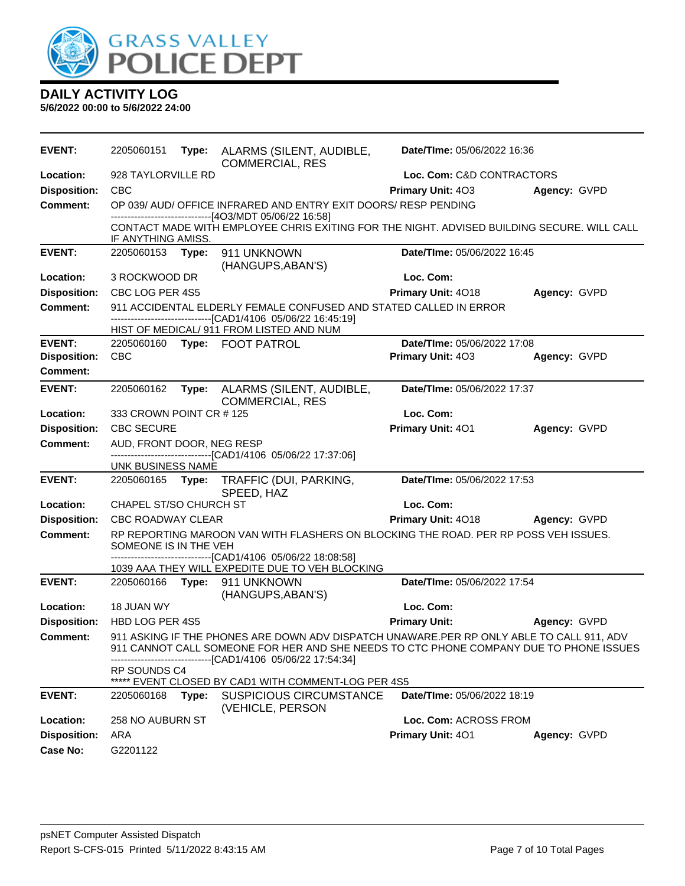# DAILY ACTIVITY LOG

**5/6/2022 00:00 to 5/6/2022 24:00**

| | | | |
|---|---|---|---|
| **EVENT:** 2205060151 | **Type:** ALARMS (SILENT, AUDIBLE, COMMERCIAL, RES | **Date/TIme:** 05/06/2022 16:36 | |
| **Location:** 928 TAYLORVILLE RD | | **Loc. Com:** C&D CONTRACTORS | |
| **Disposition:** CBC | | **Primary Unit:** 4O3 | **Agency:** GVPD |

**Comment:** OP 039/ AUD/ OFFICE INFRARED AND ENTRY EXIT DOORS/ RESP PENDING
------------------------------[4O3/MDT 05/06/22 16:58]
CONTACT MADE WITH EMPLOYEE CHRIS EXITING FOR THE NIGHT. ADVISED BUILDING SECURE. WILL CALL IF ANYTHING AMISS.

| | | | |
|---|---|---|---|
| **EVENT:** 2205060153 | **Type:** 911 UNKNOWN (HANGUPS,ABAN'S) | **Date/TIme:** 05/06/2022 16:45 | |
| **Location:** 3 ROCKWOOD DR | | **Loc. Com:** | |
| **Disposition:** CBC LOG PER 4S5 | | **Primary Unit:** 4O18 | **Agency:** GVPD |

**Comment:** 911 ACCIDENTAL ELDERLY FEMALE CONFUSED AND STATED CALLED IN ERROR
------------------------------[CAD1/4106 05/06/22 16:45:19]
HIST OF MEDICAL/ 911 FROM LISTED AND NUM

| | | | |
|---|---|---|---|
| **EVENT:** 2205060160 | **Type:** FOOT PATROL | **Date/TIme:** 05/06/2022 17:08 | |
| **Disposition:** CBC | | **Primary Unit:** 4O3 | **Agency:** GVPD |

**Comment:**

| | | | |
|---|---|---|---|
| **EVENT:** 2205060162 | **Type:** ALARMS (SILENT, AUDIBLE, COMMERCIAL, RES | **Date/TIme:** 05/06/2022 17:37 | |
| **Location:** 333 CROWN POINT CR # 125 | | **Loc. Com:** | |
| **Disposition:** CBC SECURE | | **Primary Unit:** 4O1 | **Agency:** GVPD |

**Comment:** AUD, FRONT DOOR, NEG RESP
------------------------------[CAD1/4106 05/06/22 17:37:06]
UNK BUSINESS NAME

| | | | |
|---|---|---|---|
| **EVENT:** 2205060165 | **Type:** TRAFFIC (DUI, PARKING, SPEED, HAZ | **Date/TIme:** 05/06/2022 17:53 | |
| **Location:** CHAPEL ST/SO CHURCH ST | | **Loc. Com:** | |
| **Disposition:** CBC ROADWAY CLEAR | | **Primary Unit:** 4O18 | **Agency:** GVPD |

**Comment:** RP REPORTING MAROON VAN WITH FLASHERS ON BLOCKING THE ROAD. PER RP POSS VEH ISSUES. SOMEONE IS IN THE VEH
------------------------------[CAD1/4106 05/06/22 18:08:58]
1039 AAA THEY WILL EXPEDITE DUE TO VEH BLOCKING

| | | | |
|---|---|---|---|
| **EVENT:** 2205060166 | **Type:** 911 UNKNOWN (HANGUPS,ABAN'S) | **Date/TIme:** 05/06/2022 17:54 | |
| **Location:** 18 JUAN WY | | **Loc. Com:** | |
| **Disposition:** HBD LOG PER 4S5 | | **Primary Unit:** | **Agency:** GVPD |

**Comment:** 911 ASKING IF THE PHONES ARE DOWN ADV DISPATCH UNAWARE.PER RP ONLY ABLE TO CALL 911, ADV 911 CANNOT CALL SOMEONE FOR HER AND SHE NEEDS TO CTC PHONE COMPANY DUE TO PHONE ISSUES
------------------------------[CAD1/4106 05/06/22 17:54:34]
RP SOUNDS C4
***** EVENT CLOSED BY CAD1 WITH COMMENT-LOG PER 4S5

| | | | |
|---|---|---|---|
| **EVENT:** 2205060168 | **Type:** SUSPICIOUS CIRCUMSTANCE (VEHICLE, PERSON | **Date/TIme:** 05/06/2022 18:19 | |
| **Location:** 258 NO AUBURN ST | | **Loc. Com:** ACROSS FROM | |
| **Disposition:** ARA | | **Primary Unit:** 4O1 | **Agency:** GVPD |
| **Case No:** G2201122 | | | |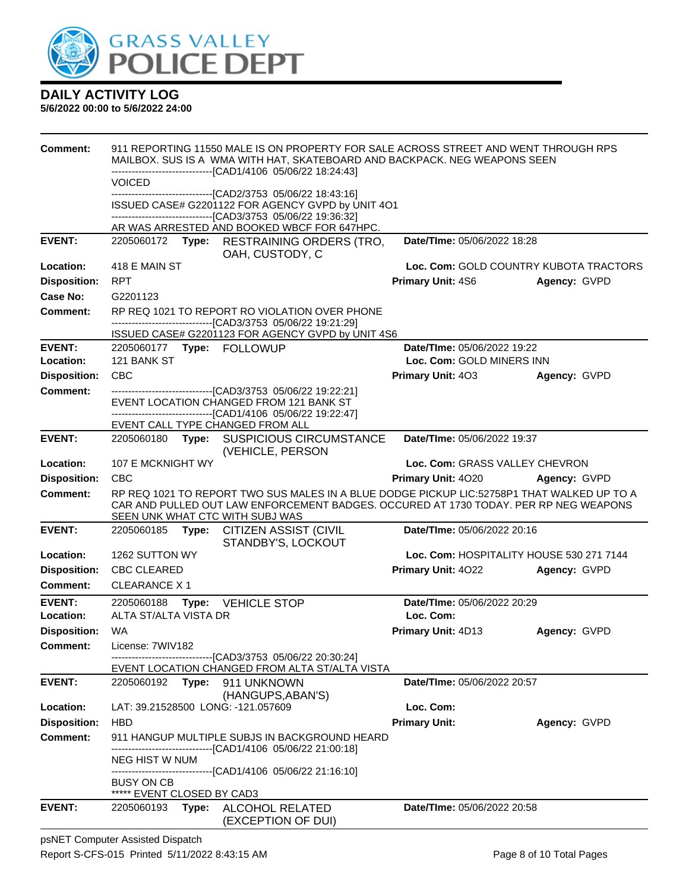**DAILY ACTIVITY LOG**
**5/6/2022 00:00 to 5/6/2022 24:00**

**Comment:** 911 REPORTING 11550 MALE IS ON PROPERTY FOR SALE ACROSS STREET AND WENT THROUGH RPS MAILBOX. SUS IS A WMA WITH HAT, SKATEBOARD AND BACKPACK. NEG WEAPONS SEEN
------------------------------[CAD1/4106 05/06/22 18:24:43]
VOICED
------------------------------[CAD2/3753 05/06/22 18:43:16]
ISSUED CASE# G2201122 FOR AGENCY GVPD by UNIT 4O1
------------------------------[CAD3/3753 05/06/22 19:36:32]
AR WAS ARRESTED AND BOOKED WBCF FOR 647HPC.

---

**EVENT:** 2205060172 **Type:** RESTRAINING ORDERS (TRO, OAH, CUSTODY, C — **Date/TIme:** 05/06/2022 18:28
**Location:** 418 E MAIN ST — **Loc. Com:** GOLD COUNTRY KUBOTA TRACTORS
**Disposition:** RPT — **Primary Unit:** 4S6 — **Agency:** GVPD
**Case No:** G2201123
**Comment:** RP REQ 1021 TO REPORT RO VIOLATION OVER PHONE
------------------------------[CAD3/3753 05/06/22 19:21:29]
ISSUED CASE# G2201123 FOR AGENCY GVPD by UNIT 4S6

---

**EVENT:** 2205060177 **Type:** FOLLOWUP — **Date/TIme:** 05/06/2022 19:22
**Location:** 121 BANK ST — **Loc. Com:** GOLD MINERS INN
**Disposition:** CBC — **Primary Unit:** 4O3 — **Agency:** GVPD
**Comment:** ------------------------------[CAD3/3753 05/06/22 19:22:21]
EVENT LOCATION CHANGED FROM 121 BANK ST
------------------------------[CAD1/4106 05/06/22 19:22:47]
EVENT CALL TYPE CHANGED FROM ALL

---

**EVENT:** 2205060180 **Type:** SUSPICIOUS CIRCUMSTANCE (VEHICLE, PERSON — **Date/TIme:** 05/06/2022 19:37
**Location:** 107 E MCKNIGHT WY — **Loc. Com:** GRASS VALLEY CHEVRON
**Disposition:** CBC — **Primary Unit:** 4O20 — **Agency:** GVPD
**Comment:** RP REQ 1021 TO REPORT TWO SUS MALES IN A BLUE DODGE PICKUP LIC:52758P1 THAT WALKED UP TO A CAR AND PULLED OUT LAW ENFORCEMENT BADGES. OCCURED AT 1730 TODAY. PER RP NEG WEAPONS SEEN UNK WHAT CTC WITH SUBJ WAS

---

**EVENT:** 2205060185 **Type:** CITIZEN ASSIST (CIVIL STANDBY'S, LOCKOUT — **Date/TIme:** 05/06/2022 20:16
**Location:** 1262 SUTTON WY — **Loc. Com:** HOSPITALITY HOUSE 530 271 7144
**Disposition:** CBC CLEARED — **Primary Unit:** 4O22 — **Agency:** GVPD
**Comment:** CLEARANCE X 1

---

**EVENT:** 2205060188 **Type:** VEHICLE STOP — **Date/TIme:** 05/06/2022 20:29
**Location:** ALTA ST/ALTA VISTA DR — **Loc. Com:**
**Disposition:** WA — **Primary Unit:** 4D13 — **Agency:** GVPD
**Comment:** License: 7WIV182
------------------------------[CAD3/3753 05/06/22 20:30:24]
EVENT LOCATION CHANGED FROM ALTA ST/ALTA VISTA

---

**EVENT:** 2205060192 **Type:** 911 UNKNOWN (HANGUPS,ABAN'S) — **Date/TIme:** 05/06/2022 20:57
**Location:** LAT: 39.21528500 LONG: -121.057609 — **Loc. Com:**
**Disposition:** HBD — **Primary Unit:** — **Agency:** GVPD
**Comment:** 911 HANGUP MULTIPLE SUBJS IN BACKGROUND HEARD
------------------------------[CAD1/4106 05/06/22 21:00:18]
NEG HIST W NUM
------------------------------[CAD1/4106 05/06/22 21:16:10]
BUSY ON CB
***** EVENT CLOSED BY CAD3

---

**EVENT:** 2205060193 **Type:** ALCOHOL RELATED (EXCEPTION OF DUI) — **Date/TIme:** 05/06/2022 20:58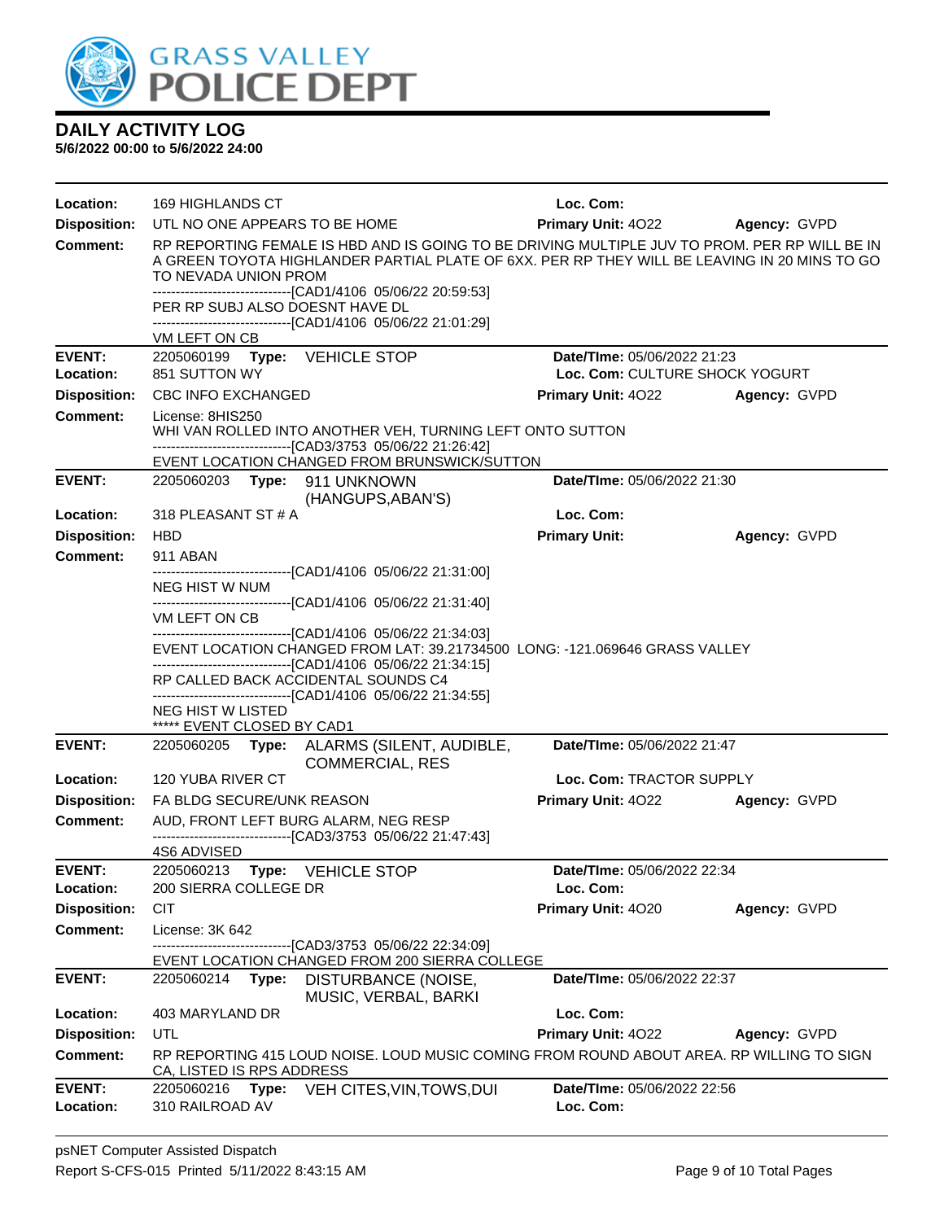# GRASS VALLEY POLICE DEPT

## DAILY ACTIVITY LOG

**5/6/2022 00:00 to 5/6/2022 24:00**

**Location:** 169 HIGHLANDS CT **Loc. Com:**
**Disposition:** UTL NO ONE APPEARS TO BE HOME **Primary Unit:** 4O22 **Agency:** GVPD
**Comment:** RP REPORTING FEMALE IS HBD AND IS GOING TO BE DRIVING MULTIPLE JUV TO PROM. PER RP WILL BE IN A GREEN TOYOTA HIGHLANDER PARTIAL PLATE OF 6XX. PER RP THEY WILL BE LEAVING IN 20 MINS TO GO TO NEVADA UNION PROM
------------------------------[CAD1/4106 05/06/22 20:59:53]
PER RP SUBJ ALSO DOESNT HAVE DL
------------------------------[CAD1/4106 05/06/22 21:01:29]
VM LEFT ON CB

---

**EVENT:** 2205060199 **Type:** VEHICLE STOP **Date/TIme:** 05/06/2022 21:23
**Location:** 851 SUTTON WY **Loc. Com:** CULTURE SHOCK YOGURT
**Disposition:** CBC INFO EXCHANGED **Primary Unit:** 4O22 **Agency:** GVPD
**Comment:** License: 8HIS250
WHI VAN ROLLED INTO ANOTHER VEH, TURNING LEFT ONTO SUTTON
------------------------------[CAD3/3753 05/06/22 21:26:42]
EVENT LOCATION CHANGED FROM BRUNSWICK/SUTTON

---

**EVENT:** 2205060203 **Type:** 911 UNKNOWN (HANGUPS,ABAN'S) **Date/TIme:** 05/06/2022 21:30
**Location:** 318 PLEASANT ST # A **Loc. Com:**
**Disposition:** HBD **Primary Unit:** **Agency:** GVPD
**Comment:** 911 ABAN
------------------------------[CAD1/4106 05/06/22 21:31:00]
NEG HIST W NUM
------------------------------[CAD1/4106 05/06/22 21:31:40]
VM LEFT ON CB
------------------------------[CAD1/4106 05/06/22 21:34:03]
EVENT LOCATION CHANGED FROM LAT: 39.21734500 LONG: -121.069646 GRASS VALLEY
------------------------------[CAD1/4106 05/06/22 21:34:15]
RP CALLED BACK ACCIDENTAL SOUNDS C4
------------------------------[CAD1/4106 05/06/22 21:34:55]
NEG HIST W LISTED
***** EVENT CLOSED BY CAD1

---

**EVENT:** 2205060205 **Type:** ALARMS (SILENT, AUDIBLE, COMMERCIAL, RES **Date/TIme:** 05/06/2022 21:47
**Location:** 120 YUBA RIVER CT **Loc. Com:** TRACTOR SUPPLY
**Disposition:** FA BLDG SECURE/UNK REASON **Primary Unit:** 4O22 **Agency:** GVPD
**Comment:** AUD, FRONT LEFT BURG ALARM, NEG RESP
------------------------------[CAD3/3753 05/06/22 21:47:43]
4S6 ADVISED

---

**EVENT:** 2205060213 **Type:** VEHICLE STOP **Date/TIme:** 05/06/2022 22:34
**Location:** 200 SIERRA COLLEGE DR **Loc. Com:**
**Disposition:** CIT **Primary Unit:** 4O20 **Agency:** GVPD
**Comment:** License: 3K 642
------------------------------[CAD3/3753 05/06/22 22:34:09]
EVENT LOCATION CHANGED FROM 200 SIERRA COLLEGE

---

**EVENT:** 2205060214 **Type:** DISTURBANCE (NOISE, MUSIC, VERBAL, BARKI **Date/TIme:** 05/06/2022 22:37
**Location:** 403 MARYLAND DR **Loc. Com:**
**Disposition:** UTL **Primary Unit:** 4O22 **Agency:** GVPD
**Comment:** RP REPORTING 415 LOUD NOISE. LOUD MUSIC COMING FROM ROUND ABOUT AREA. RP WILLING TO SIGN CA, LISTED IS RPS ADDRESS

---

**EVENT:** 2205060216 **Type:** VEH CITES,VIN,TOWS,DUI **Date/TIme:** 05/06/2022 22:56
**Location:** 310 RAILROAD AV **Loc. Com:**

psNET Computer Assisted Dispatch
Report S-CFS-015 Printed 5/11/2022 8:43:15 AM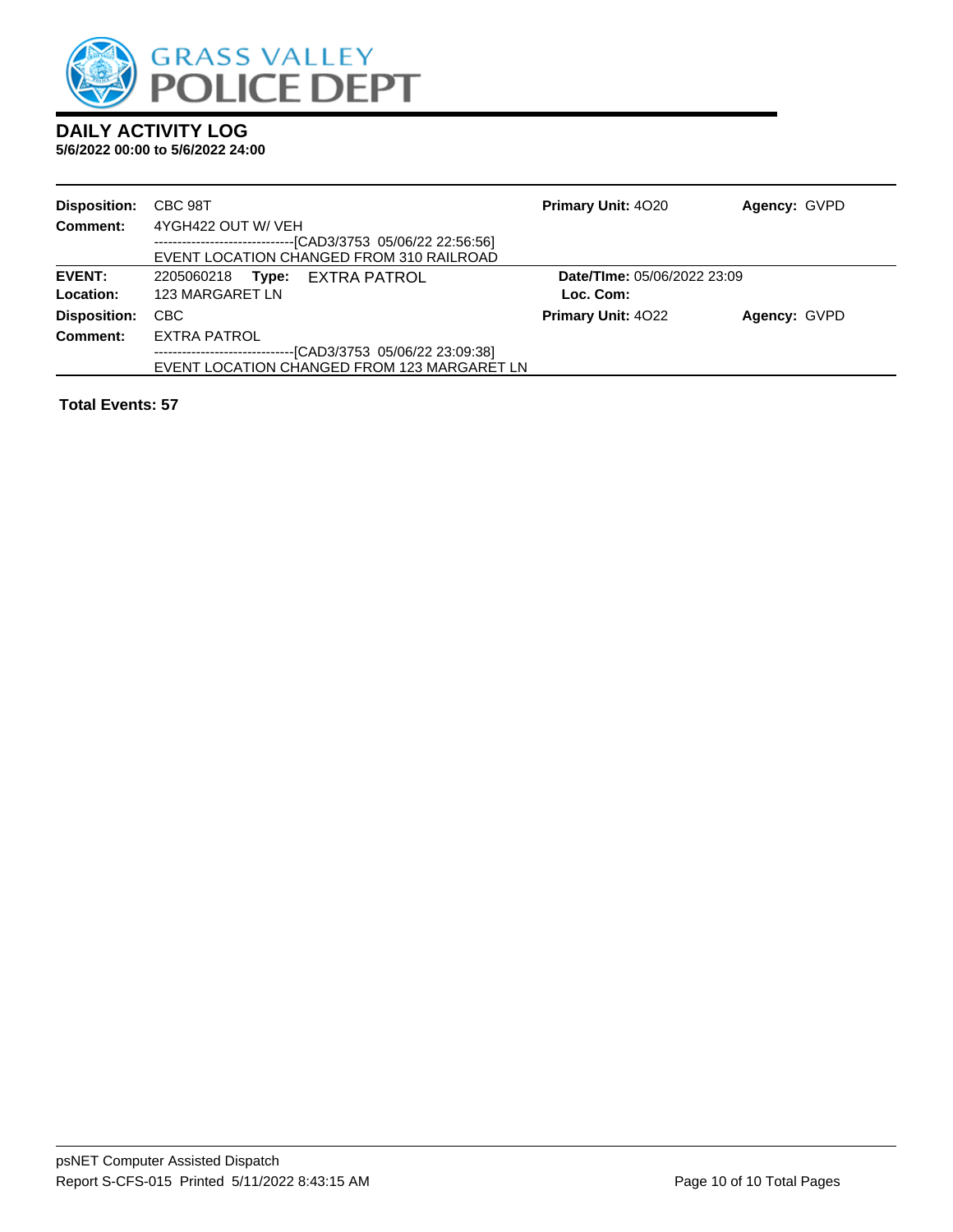# GRASS VALLEY POLICE DEPT

## DAILY ACTIVITY LOG

**5/6/2022 00:00 to 5/6/2022 24:00**

**Disposition:** CBC 98T **Primary Unit:** 4O20 **Agency:** GVPD

**Comment:** 4YGH422 OUT W/ VEH

------------------------------[CAD3/3753 05/06/22 22:56:56]

EVENT LOCATION CHANGED FROM 310 RAILROAD

---

**EVENT:** 2205060218 **Type:** EXTRA PATROL **Date/TIme:** 05/06/2022 23:09

**Location:** 123 MARGARET LN **Loc. Com:**

**Disposition:** CBC **Primary Unit:** 4O22 **Agency:** GVPD

**Comment:** EXTRA PATROL

------------------------------[CAD3/3753 05/06/22 23:09:38]

EVENT LOCATION CHANGED FROM 123 MARGARET LN

---

**Total Events: 57**

psNET Computer Assisted Dispatch

Report S-CFS-015 Printed 5/11/2022 8:43:15 AM